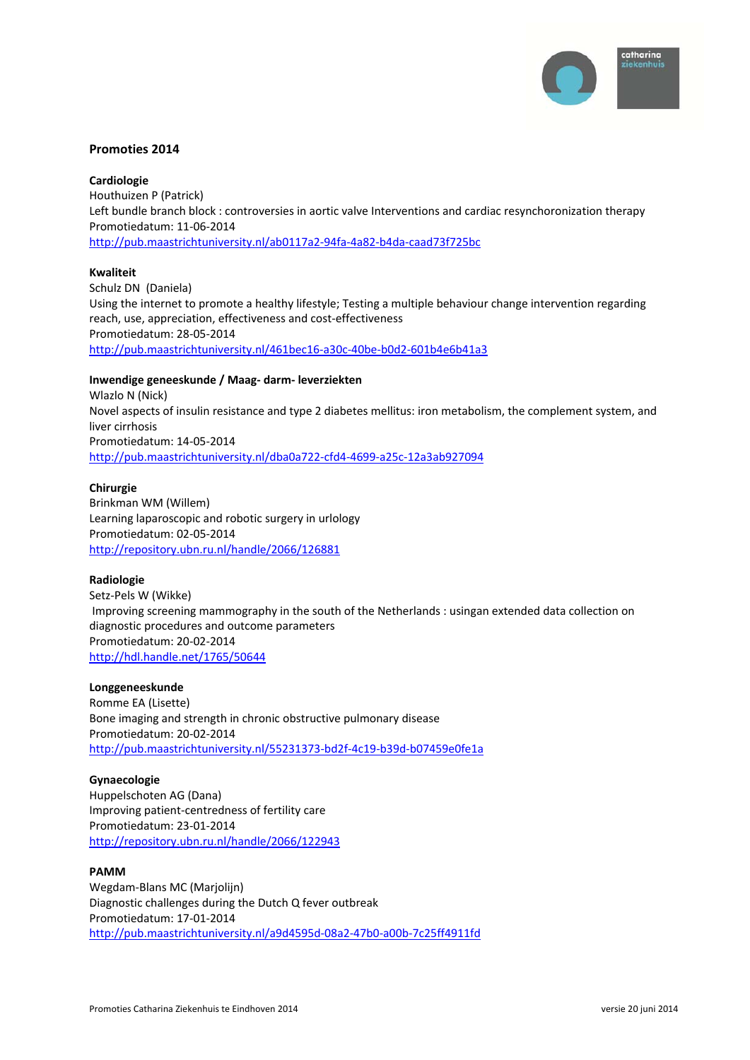## Promoties 2014

**Cardiologie**
Houthuizen P (Patrick)
Left bundle branch block : controversies in aortic valve Interventions and cardiac resynchoronization therapy
Promotiedatum: 11-06-2014
http://pub.maastrichtuniversity.nl/ab0117a2-94fa-4a82-b4da-caad73f725bc

**Kwaliteit**
Schulz DN (Daniela)
Using the internet to promote a healthy lifestyle; Testing a multiple behaviour change intervention regarding reach, use, appreciation, effectiveness and cost-effectiveness
Promotiedatum: 28-05-2014
http://pub.maastrichtuniversity.nl/461bec16-a30c-40be-b0d2-601b4e6b41a3

**Inwendige geneeskunde / Maag- darm- leverziekten**
Wlazlo N (Nick)
Novel aspects of insulin resistance and type 2 diabetes mellitus: iron metabolism, the complement system, and liver cirrhosis
Promotiedatum: 14-05-2014
http://pub.maastrichtuniversity.nl/dba0a722-cfd4-4699-a25c-12a3ab927094

**Chirurgie**
Brinkman WM (Willem)
Learning laparoscopic and robotic surgery in urlology
Promotiedatum: 02-05-2014
http://repository.ubn.ru.nl/handle/2066/126881

**Radiologie**
Setz-Pels W (Wikke)
Improving screening mammography in the south of the Netherlands : usingan extended data collection on diagnostic procedures and outcome parameters
Promotiedatum: 20-02-2014
http://hdl.handle.net/1765/50644

**Longgeneeskunde**
Romme EA (Lisette)
Bone imaging and strength in chronic obstructive pulmonary disease
Promotiedatum: 20-02-2014
http://pub.maastrichtuniversity.nl/55231373-bd2f-4c19-b39d-b07459e0fe1a

**Gynaecologie**
Huppelschoten AG (Dana)
Improving patient-centredness of fertility care
Promotiedatum: 23-01-2014
http://repository.ubn.ru.nl/handle/2066/122943

**PAMM**
Wegdam-Blans MC (Marjolijn)
Diagnostic challenges during the Dutch Q fever outbreak
Promotiedatum: 17-01-2014
http://pub.maastrichtuniversity.nl/a9d4595d-08a2-47b0-a00b-7c25ff4911fd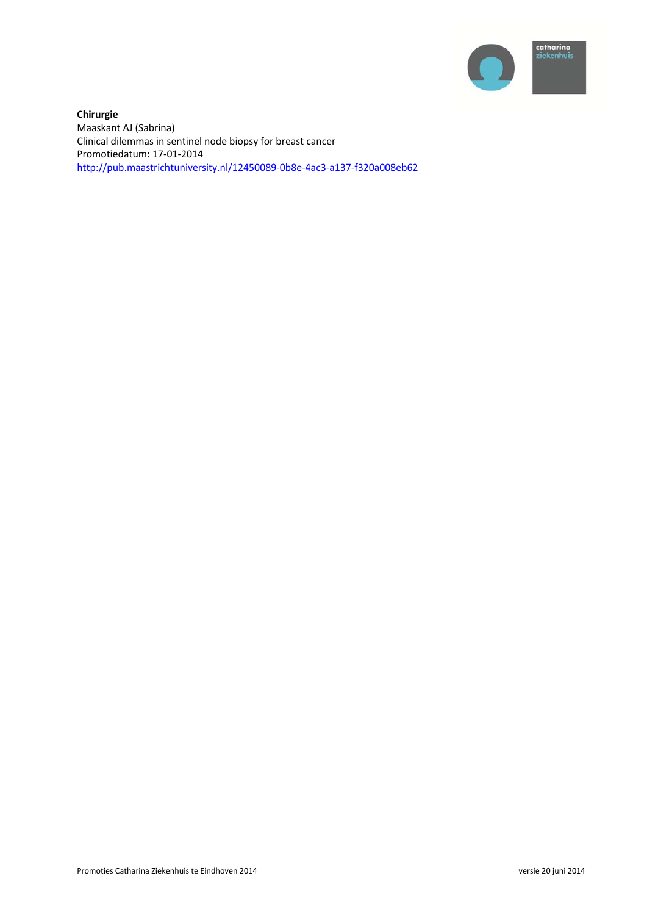**Chirurgie**
Maaskant AJ (Sabrina)
Clinical dilemmas in sentinel node biopsy for breast cancer
Promotiedatum: 17-01-2014
http://pub.maastrichtuniversity.nl/12450089-0b8e-4ac3-a137-f320a008eb62